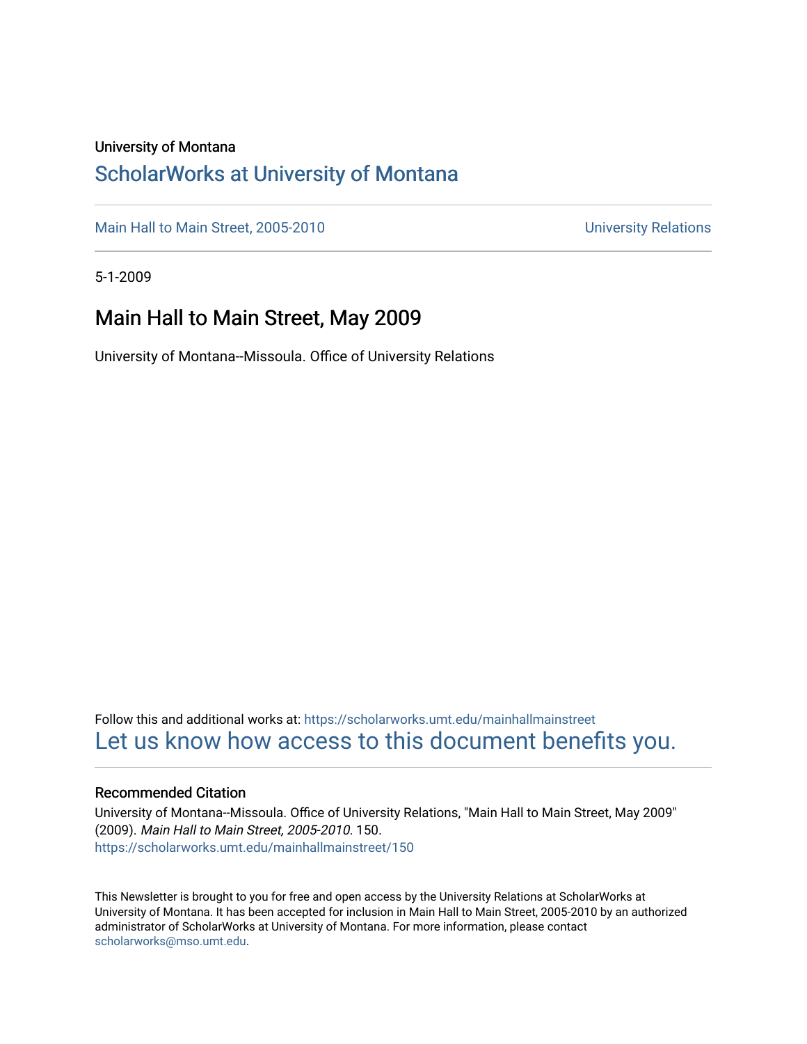University of Montana

# ScholarWorks at University of Montana

Main Hall to Main Street, 2005-2010 — University Relations

5-1-2009

## Main Hall to Main Street, May 2009

University of Montana--Missoula. Office of University Relations

Follow this and additional works at: https://scholarworks.umt.edu/mainhallmainstreet

Let us know how access to this document benefits you.

### Recommended Citation

University of Montana--Missoula. Office of University Relations, "Main Hall to Main Street, May 2009" (2009). *Main Hall to Main Street, 2005-2010*. 150.
https://scholarworks.umt.edu/mainhallmainstreet/150

This Newsletter is brought to you for free and open access by the University Relations at ScholarWorks at University of Montana. It has been accepted for inclusion in Main Hall to Main Street, 2005-2010 by an authorized administrator of ScholarWorks at University of Montana. For more information, please contact scholarworks@mso.umt.edu.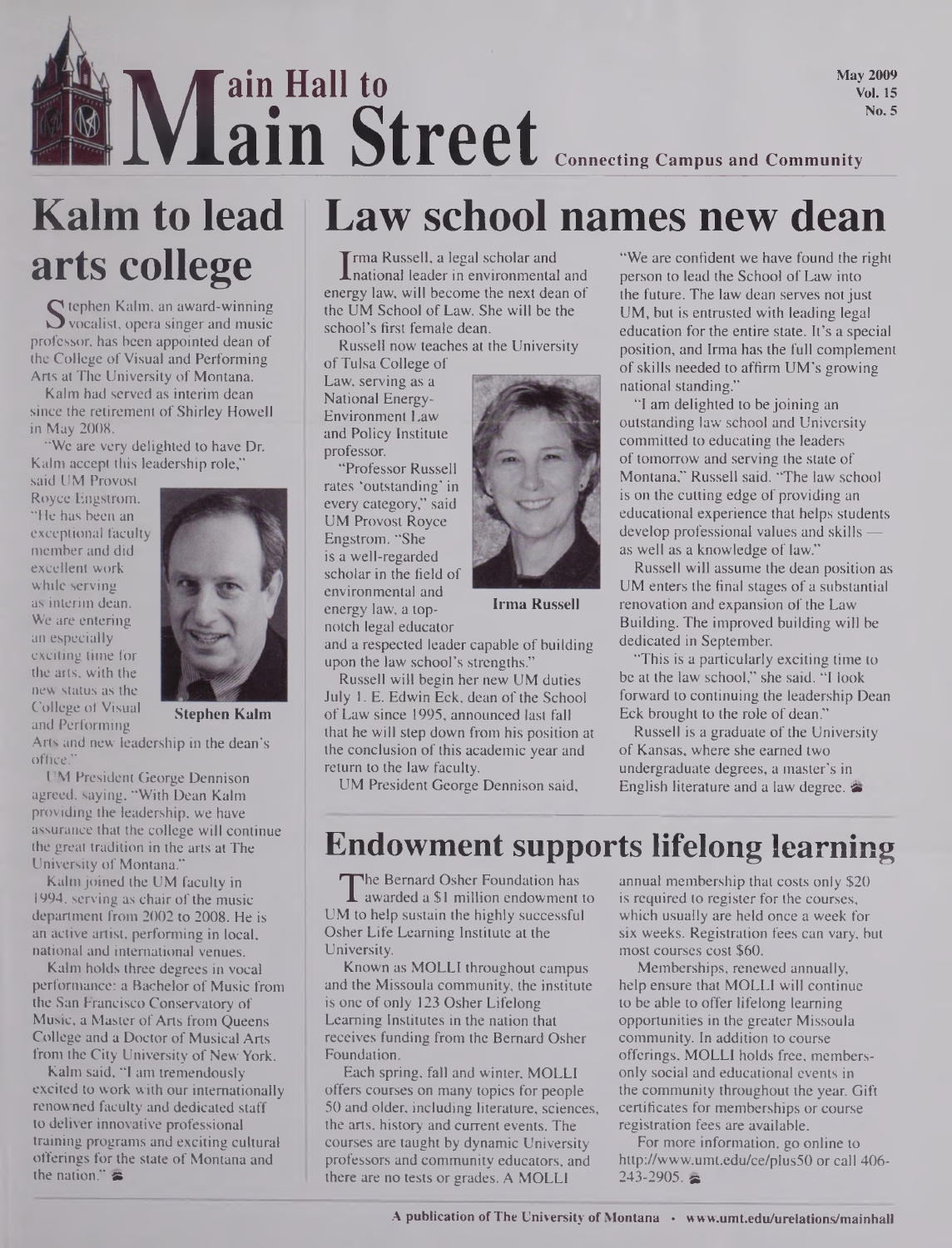# Main Hall to Main Street

Connecting Campus and Community

May 2009
Vol. 15
No. 5

## Kalm to lead arts college

Stephen Kalm, an award-winning vocalist, opera singer and music professor, has been appointed dean of the College of Visual and Performing Arts at The University of Montana.

Kalm had served as interim dean since the retirement of Shirley Howell in May 2008.

"We are very delighted to have Dr. Kalm accept this leadership role," said UM Provost Royce Engstrom. "He has been an exceptional faculty member and did excellent work while serving as interim dean. We are entering an especially exciting time for the arts, with the new status as the College of Visual and Performing Arts and new leadership in the dean's office."

Stephen Kalm

UM President George Dennison agreed, saying, "With Dean Kalm providing the leadership, we have assurance that the college will continue the great tradition in the arts at The University of Montana."

Kalm joined the UM faculty in 1994, serving as chair of the music department from 2002 to 2008. He is an active artist, performing in local, national and international venues.

Kalm holds three degrees in vocal performance: a Bachelor of Music from the San Francisco Conservatory of Music, a Master of Arts from Queens College and a Doctor of Musical Arts from the City University of New York.

Kalm said, "I am tremendously excited to work with our internationally renowned faculty and dedicated staff to deliver innovative professional training programs and exciting cultural offerings for the state of Montana and the nation."

## Law school names new dean

Irma Russell, a legal scholar and national leader in environmental and energy law, will become the next dean of the UM School of Law. She will be the school's first female dean.

Russell now teaches at the University of Tulsa College of Law, serving as a National Energy-Environment Law and Policy Institute professor.

"Professor Russell rates 'outstanding' in every category," said UM Provost Royce Engstrom. "She is a well-regarded scholar in the field of environmental and energy law, a top-notch legal educator and a respected leader capable of building upon the law school's strengths."

Irma Russell

Russell will begin her new UM duties July 1. E. Edwin Eck, dean of the School of Law since 1995, announced last fall that he will step down from his position at the conclusion of this academic year and return to the law faculty.

UM President George Dennison said, "We are confident we have found the right person to lead the School of Law into the future. The law dean serves not just UM, but is entrusted with leading legal education for the entire state. It's a special position, and Irma has the full complement of skills needed to affirm UM's growing national standing."

"I am delighted to be joining an outstanding law school and University committed to educating the leaders of tomorrow and serving the state of Montana," Russell said. "The law school is on the cutting edge of providing an educational experience that helps students develop professional values and skills — as well as a knowledge of law."

Russell will assume the dean position as UM enters the final stages of a substantial renovation and expansion of the Law Building. The improved building will be dedicated in September.

"This is a particularly exciting time to be at the law school," she said. "I look forward to continuing the leadership Dean Eck brought to the role of dean."

Russell is a graduate of the University of Kansas, where she earned two undergraduate degrees, a master's in English literature and a law degree.

## Endowment supports lifelong learning

The Bernard Osher Foundation has awarded a $1 million endowment to UM to help sustain the highly successful Osher Life Learning Institute at the University.

Known as MOLLI throughout campus and the Missoula community, the institute is one of only 123 Osher Lifelong Learning Institutes in the nation that receives funding from the Bernard Osher Foundation.

Each spring, fall and winter, MOLLI offers courses on many topics for people 50 and older, including literature, sciences, the arts, history and current events. The courses are taught by dynamic University professors and community educators, and there are no tests or grades. A MOLLI annual membership that costs only $20 is required to register for the courses, which usually are held once a week for six weeks. Registration fees can vary, but most courses cost $60.

Memberships, renewed annually, help ensure that MOLLI will continue to be able to offer lifelong learning opportunities in the greater Missoula community. In addition to course offerings, MOLLI holds free, members-only social and educational events in the community throughout the year. Gift certificates for memberships or course registration fees are available.

For more information, go online to http://www.umt.edu/ce/plus50 or call 406-243-2905.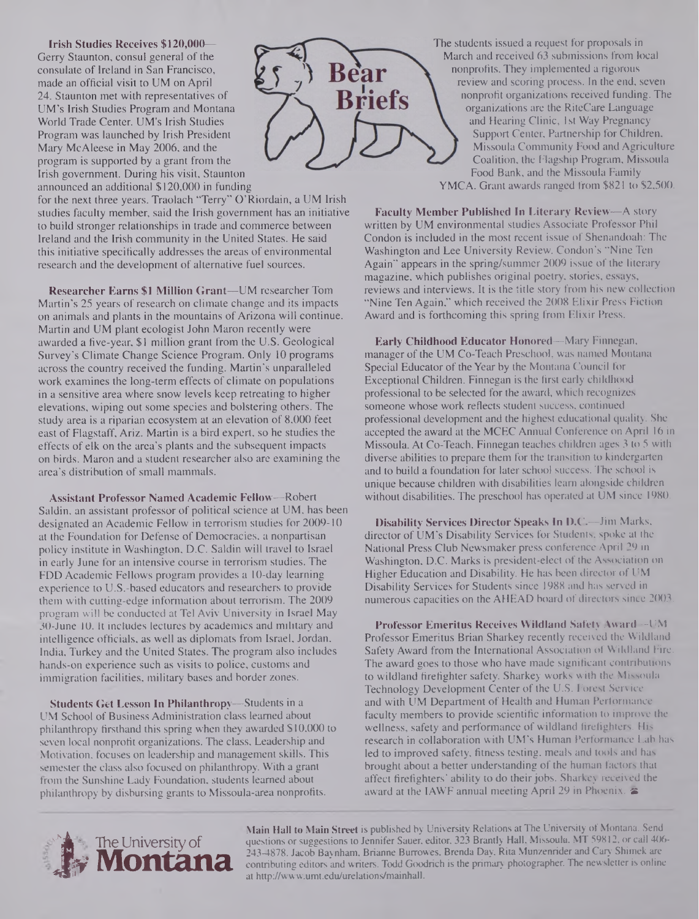# Bear Briefs

**Irish Studies Receives $120,000**—Gerry Staunton, consul general of the consulate of Ireland in San Francisco, made an official visit to UM on April 24. Staunton met with representatives of UM's Irish Studies Program and Montana World Trade Center. UM's Irish Studies Program was launched by Irish President Mary McAleese in May 2006, and the program is supported by a grant from the Irish government. During his visit, Staunton announced an additional $120,000 in funding for the next three years. Traolach "Terry" O'Riordain, a UM Irish studies faculty member, said the Irish government has an initiative to build stronger relationships in trade and commerce between Ireland and the Irish community in the United States. He said this initiative specifically addresses the areas of environmental research and the development of alternative fuel sources.

**Researcher Earns $1 Million Grant**—UM researcher Tom Martin's 25 years of research on climate change and its impacts on animals and plants in the mountains of Arizona will continue. Martin and UM plant ecologist John Maron recently were awarded a five-year, $1 million grant from the U.S. Geological Survey's Climate Change Science Program. Only 10 programs across the country received the funding. Martin's unparalleled work examines the long-term effects of climate on populations in a sensitive area where snow levels keep retreating to higher elevations, wiping out some species and bolstering others. The study area is a riparian ecosystem at an elevation of 8,000 feet east of Flagstaff, Ariz. Martin is a bird expert, so he studies the effects of elk on the area's plants and the subsequent impacts on birds. Maron and a student researcher also are examining the area's distribution of small mammals.

**Assistant Professor Named Academic Fellow**—Robert Saldin, an assistant professor of political science at UM, has been designated an Academic Fellow in terrorism studies for 2009-10 at the Foundation for Defense of Democracies, a nonpartisan policy institute in Washington, D.C. Saldin will travel to Israel in early June for an intensive course in terrorism studies. The FDD Academic Fellows program provides a 10-day learning experience to U.S.-based educators and researchers to provide them with cutting-edge information about terrorism. The 2009 program will be conducted at Tel Aviv University in Israel May 30-June 10. It includes lectures by academics and military and intelligence officials, as well as diplomats from Israel, Jordan, India, Turkey and the United States. The program also includes hands-on experience such as visits to police, customs and immigration facilities, military bases and border zones.

**Students Get Lesson In Philanthropy**—Students in a UM School of Business Administration class learned about philanthropy firsthand this spring when they awarded $10,000 to seven local nonprofit organizations. The class, Leadership and Motivation, focuses on leadership and management skills. This semester the class also focused on philanthropy. With a grant from the Sunshine Lady Foundation, students learned about philanthropy by disbursing grants to Missoula-area nonprofits. The students issued a request for proposals in March and received 63 submissions from local nonprofits. They implemented a rigorous review and scoring process. In the end, seven nonprofit organizations received funding. The organizations are the RiteCare Language and Hearing Clinic, 1st Way Pregnancy Support Center, Partnership for Children, Missoula Community Food and Agriculture Coalition, the Flagship Program, Missoula Food Bank, and the Missoula Family YMCA. Grant awards ranged from $821 to $2,500.

**Faculty Member Published In Literary Review**—A story written by UM environmental studies Associate Professor Phil Condon is included in the most recent issue of Shenandoah: The Washington and Lee University Review. Condon's "Nine Ten Again" appears in the spring/summer 2009 issue of the literary magazine, which publishes original poetry, stories, essays, reviews and interviews. It is the title story from his new collection "Nine Ten Again," which received the 2008 Elixir Press Fiction Award and is forthcoming this spring from Elixir Press.

**Early Childhood Educator Honored**—Mary Finnegan, manager of the UM Co-Teach Preschool, was named Montana Special Educator of the Year by the Montana Council for Exceptional Children. Finnegan is the first early childhood professional to be selected for the award, which recognizes someone whose work reflects student success, continued professional development and the highest educational quality. She accepted the award at the MCEC Annual Conference on April 16 in Missoula. At Co-Teach, Finnegan teaches children ages 3 to 5 with diverse abilities to prepare them for the transition to kindergarten and to build a foundation for later school success. The school is unique because children with disabilities learn alongside children without disabilities. The preschool has operated at UM since 1980.

**Disability Services Director Speaks In D.C.**—Jim Marks, director of UM's Disability Services for Students, spoke at the National Press Club Newsmaker press conference April 29 in Washington, D.C. Marks is president-elect of the Association on Higher Education and Disability. He has been director of UM Disability Services for Students since 1988 and has served in numerous capacities on the AHEAD board of directors since 2003.

**Professor Emeritus Receives Wildland Safety Award**—UM Professor Emeritus Brian Sharkey recently received the Wildland Safety Award from the International Association of Wildland Fire. The award goes to those who have made significant contributions to wildland firefighter safety. Sharkey works with the Missoula Technology Development Center of the U.S. Forest Service and with UM Department of Health and Human Performance faculty members to provide scientific information to improve the wellness, safety and performance of wildland firefighters. His research in collaboration with UM's Human Performance Lab has led to improved safety, fitness testing, meals and tools and has brought about a better understanding of the human factors that affect firefighters' ability to do their jobs. Sharkey received the award at the IAWF annual meeting April 29 in Phoenix.

The University of Montana

**Main Hall to Main Street** is published by University Relations at The University of Montana. Send questions or suggestions to Jennifer Sauer, editor, 323 Brantly Hall, Missoula, MT 59812, or call 406-243-4878. Jacob Baynham, Brianne Burrowes, Brenda Day, Rita Munzenrider and Cary Shimek are contributing editors and writers. Todd Goodrich is the primary photographer. The newsletter is online at http://www.umt.edu/urelations/mainhall.